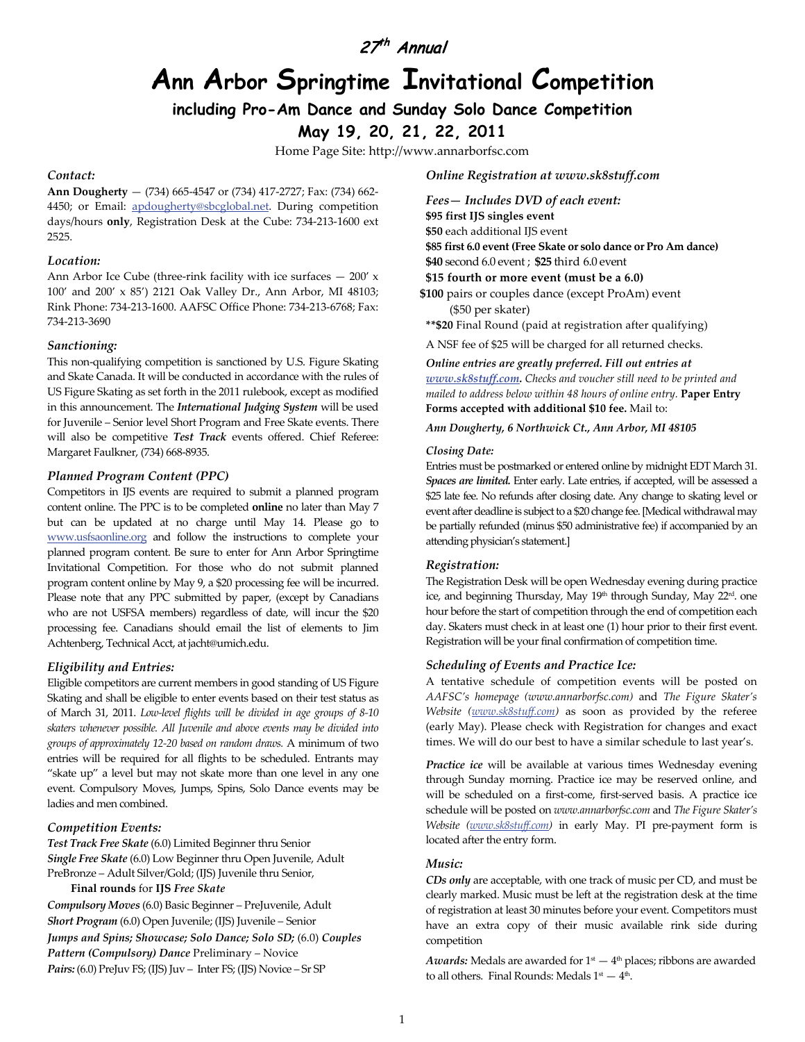# 27th Annual

# Ann Arbor Springtime Invitational Competition

## including Pro-Am Dance and Sunday Solo Dance Competition

## May 19, 20, 21, 22, 2011

Home Page Site: http://www.annarborfsc.com

### *Contact:*

**Ann Dougherty** — (734) 665-4547 or (734) 417-2727; Fax: (734) 662-4450; or Email: apdougherty@sbcglobal.net. During competition days/hours **only**, Registration Desk at the Cube: 734-213-1600 ext 2525.

### *Location:*

Ann Arbor Ice Cube (three-rink facility with ice surfaces — 200' x 100' and 200' x 85') 2121 Oak Valley Dr., Ann Arbor, MI 48103; Rink Phone: 734-213-1600. AAFSC Office Phone: 734-213-6768; Fax: 734-213-3690

### *Sanctioning:*

This non-qualifying competition is sanctioned by U.S. Figure Skating and Skate Canada. It will be conducted in accordance with the rules of US Figure Skating as set forth in the 2011 rulebook, except as modified in this announcement. The ***International Judging System*** will be used for Juvenile – Senior level Short Program and Free Skate events. There will also be competitive ***Test Track*** events offered. Chief Referee: Margaret Faulkner, (734) 668-8935.

### *Planned Program Content (PPC)*

Competitors in IJS events are required to submit a planned program content online. The PPC is to be completed **online** no later than May 7 but can be updated at no charge until May 14. Please go to www.usfsaonline.org and follow the instructions to complete your planned program content. Be sure to enter for Ann Arbor Springtime Invitational Competition. For those who do not submit planned program content online by May 9, a $20 processing fee will be incurred. Please note that any PPC submitted by paper, (except by Canadians who are not USFSA members) regardless of date, will incur the $20 processing fee. Canadians should email the list of elements to Jim Achtenberg, Technical Acct, at jacht@umich.edu.

### *Eligibility and Entries:*

Eligible competitors are current members in good standing of US Figure Skating and shall be eligible to enter events based on their test status as of March 31, 2011. *Low-level flights will be divided in age groups of 8-10 skaters whenever possible. All Juvenile and above events may be divided into groups of approximately 12-20 based on random draws.* A minimum of two entries will be required for all flights to be scheduled. Entrants may "skate up" a level but may not skate more than one level in any one event. Compulsory Moves, Jumps, Spins, Solo Dance events may be ladies and men combined.

### *Competition Events:*

***Test Track Free Skate*** (6.0) Limited Beginner thru Senior
***Single Free Skate*** (6.0) Low Beginner thru Open Juvenile, Adult PreBronze – Adult Silver/Gold; (IJS) Juvenile thru Senior,
**Final rounds** for **IJS *Free Skate***
***Compulsory Moves*** (6.0) Basic Beginner – PreJuvenile, Adult
***Short Program*** (6.0) Open Juvenile; (IJS) Juvenile – Senior
***Jumps and Spins; Showcase; Solo Dance; Solo SD;*** (6.0) ***Couples Pattern (Compulsory) Dance*** Preliminary – Novice
***Pairs:*** (6.0) PreJuv FS; (IJS) Juv – Inter FS; (IJS) Novice – Sr SP

### *Online Registration at www.sk8stuff.com*

***Fees— Includes DVD of each event:***
**$95 first IJS singles event**
**$50** each additional IJS event
**$85 first 6.0 event (Free Skate or solo dance or Pro Am dance)**
**$40** second 6.0 event ; **$25** third 6.0 event
**$15 fourth or more event (must be a 6.0)**
**$100** pairs or couples dance (except ProAm) event
($50 per skater)
**\*\*$20** Final Round (paid at registration after qualifying)

A NSF fee of $25 will be charged for all returned checks.

***Online entries are greatly preferred. Fill out entries at www.sk8stuff.com.*** *Checks and voucher still need to be printed and mailed to address below within 48 hours of online entry.* **Paper Entry Forms accepted with additional $10 fee.** Mail to:

***Ann Dougherty, 6 Northwick Ct., Ann Arbor, MI 48105***

### *Closing Date:*

Entries must be postmarked or entered online by midnight EDT March 31. ***Spaces are limited.*** Enter early. Late entries, if accepted, will be assessed a $25 late fee. No refunds after closing date. Any change to skating level or event after deadline is subject to a $20 change fee. [Medical withdrawal may be partially refunded (minus $50 administrative fee) if accompanied by an attending physician's statement.]

### *Registration:*

The Registration Desk will be open Wednesday evening during practice ice, and beginning Thursday, May 19th through Sunday, May 22rd. one hour before the start of competition through the end of competition each day. Skaters must check in at least one (1) hour prior to their first event. Registration will be your final confirmation of competition time.

### *Scheduling of Events and Practice Ice:*

A tentative schedule of competition events will be posted on *AAFSC's homepage (www.annarborfsc.com)* and *The Figure Skater's Website (www.sk8stuff.com)* as soon as provided by the referee (early May). Please check with Registration for changes and exact times. We will do our best to have a similar schedule to last year's.

***Practice ice*** will be available at various times Wednesday evening through Sunday morning. Practice ice may be reserved online, and will be scheduled on a first-come, first-served basis. A practice ice schedule will be posted on *www.annarborfsc.com* and *The Figure Skater's Website (www.sk8stuff.com)* in early May. PI pre-payment form is located after the entry form.

### *Music:*

***CDs only*** are acceptable, with one track of music per CD, and must be clearly marked. Music must be left at the registration desk at the time of registration at least 30 minutes before your event. Competitors must have an extra copy of their music available rink side during competition

***Awards:*** Medals are awarded for 1st — 4th places; ribbons are awarded to all others. Final Rounds: Medals 1st — 4th.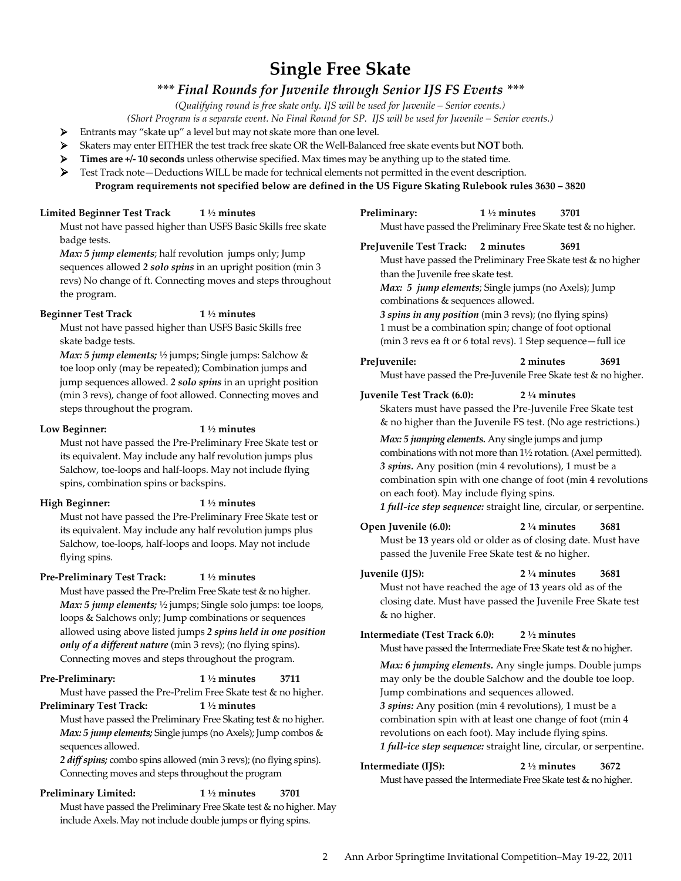# Single Free Skate

## *\*\*\* Final Rounds for Juvenile through Senior IJS FS Events \*\*\**

*(Qualifying round is free skate only. IJS will be used for Juvenile – Senior events.)*

*(Short Program is a separate event. No Final Round for SP. IJS will be used for Juvenile – Senior events.)*

- Entrants may "skate up" a level but may not skate more than one level.
- Skaters may enter EITHER the test track free skate OR the Well-Balanced free skate events but **NOT** both.
- **Times are +/- 10 seconds** unless otherwise specified. Max times may be anything up to the stated time.
- Test Track note—Deductions WILL be made for technical elements not permitted in the event description.

**Program requirements not specified below are defined in the US Figure Skating Rulebook rules 3630 – 3820**

**Limited Beginner Test Track 1 ½ minutes**
Must not have passed higher than USFS Basic Skills free skate badge tests.
***Max: 5 jump elements***; half revolution jumps only; Jump sequences allowed ***2 solo spins*** in an upright position (min 3 revs) No change of ft. Connecting moves and steps throughout the program.

**Beginner Test Track 1 ½ minutes**
Must not have passed higher than USFS Basic Skills free skate badge tests.
***Max: 5 jump elements;*** ½ jumps; Single jumps: Salchow & toe loop only (may be repeated); Combination jumps and jump sequences allowed. ***2 solo spins*** in an upright position (min 3 revs), change of foot allowed. Connecting moves and steps throughout the program.

**Low Beginner: 1 ½ minutes**
Must not have passed the Pre-Preliminary Free Skate test or its equivalent. May include any half revolution jumps plus Salchow, toe-loops and half-loops. May not include flying spins, combination spins or backspins.

**High Beginner: 1 ½ minutes**
Must not have passed the Pre-Preliminary Free Skate test or its equivalent. May include any half revolution jumps plus Salchow, toe-loops, half-loops and loops. May not include flying spins.

**Pre-Preliminary Test Track: 1 ½ minutes**
Must have passed the Pre-Prelim Free Skate test & no higher.
***Max: 5 jump elements;*** ½ jumps; Single solo jumps: toe loops, loops & Salchows only; Jump combinations or sequences allowed using above listed jumps ***2 spins held in one position only of a different nature*** (min 3 revs); (no flying spins). Connecting moves and steps throughout the program.

**Pre-Preliminary: 1 ½ minutes 3711**
Must have passed the Pre-Prelim Free Skate test & no higher.

**Preliminary Test Track: 1 ½ minutes**
Must have passed the Preliminary Free Skating test & no higher.
***Max: 5 jump elements;*** Single jumps (no Axels); Jump combos & sequences allowed.
***2 diff spins;*** combo spins allowed (min 3 revs); (no flying spins). Connecting moves and steps throughout the program

**Preliminary Limited: 1 ½ minutes 3701**
Must have passed the Preliminary Free Skate test & no higher. May include Axels. May not include double jumps or flying spins.

**Preliminary: 1 ½ minutes 3701**
Must have passed the Preliminary Free Skate test & no higher.

**PreJuvenile Test Track: 2 minutes 3691**
Must have passed the Preliminary Free Skate test & no higher than the Juvenile free skate test.
***Max: 5 jump elements***; Single jumps (no Axels); Jump combinations & sequences allowed.
***3 spins in any position*** (min 3 revs); (no flying spins)
1 must be a combination spin; change of foot optional (min 3 revs ea ft or 6 total revs). 1 Step sequence—full ice

**PreJuvenile: 2 minutes 3691**
Must have passed the Pre-Juvenile Free Skate test & no higher.

**Juvenile Test Track (6.0): 2 ¼ minutes**
Skaters must have passed the Pre-Juvenile Free Skate test & no higher than the Juvenile FS test. (No age restrictions.)
***Max: 5 jumping elements.*** Any single jumps and jump combinations with not more than 1½ rotation. (Axel permitted).
***3 spins.*** Any position (min 4 revolutions), 1 must be a combination spin with one change of foot (min 4 revolutions on each foot). May include flying spins.
***1 full-ice step sequence:*** straight line, circular, or serpentine.

**Open Juvenile (6.0): 2 ¼ minutes 3681**
Must be **13** years old or older as of closing date. Must have passed the Juvenile Free Skate test & no higher.

**Juvenile (IJS): 2 ¼ minutes 3681**
Must not have reached the age of **13** years old as of the closing date. Must have passed the Juvenile Free Skate test & no higher.

**Intermediate (Test Track 6.0): 2 ½ minutes**
Must have passed the Intermediate Free Skate test & no higher.
***Max: 6 jumping elements.*** Any single jumps. Double jumps may only be the double Salchow and the double toe loop. Jump combinations and sequences allowed.
***3 spins:*** Any position (min 4 revolutions), 1 must be a combination spin with at least one change of foot (min 4 revolutions on each foot). May include flying spins.
***1 full-ice step sequence:*** straight line, circular, or serpentine.

**Intermediate (IJS): 2 ½ minutes 3672**
Must have passed the Intermediate Free Skate test & no higher.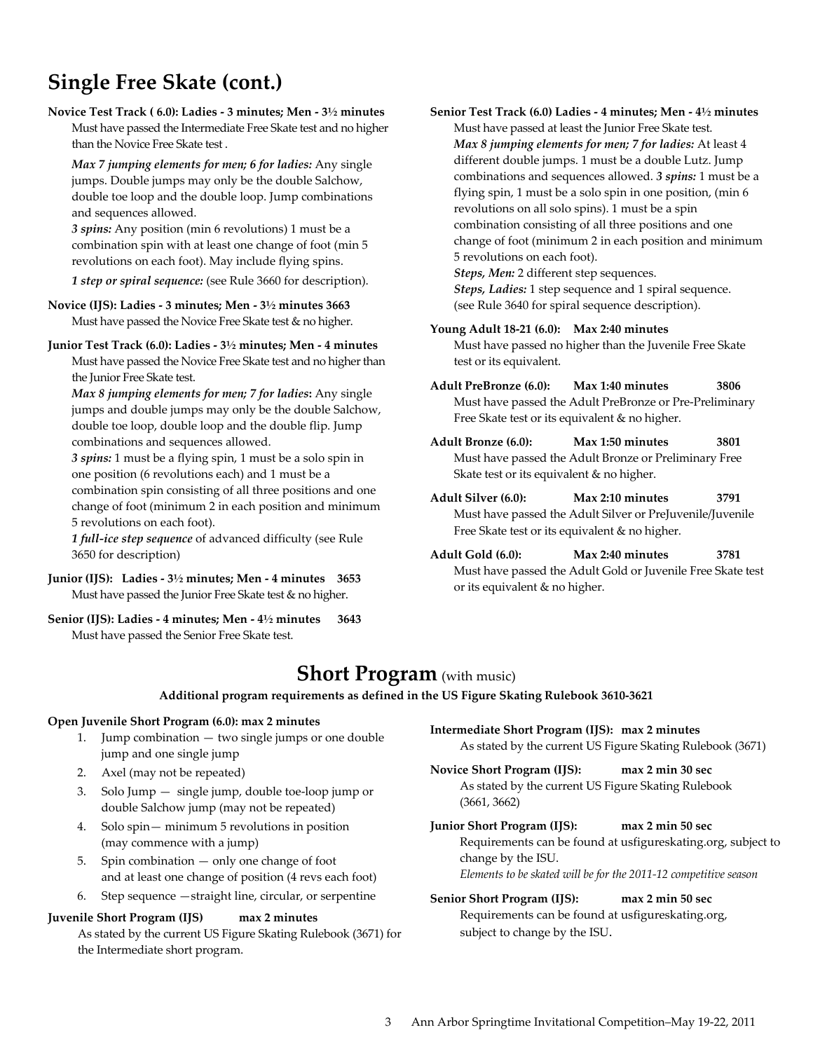# Single Free Skate (cont.)

**Novice Test Track ( 6.0): Ladies - 3 minutes; Men - 3½ minutes**
Must have passed the Intermediate Free Skate test and no higher than the Novice Free Skate test .

***Max 7 jumping elements for men; 6 for ladies:*** Any single jumps. Double jumps may only be the double Salchow, double toe loop and the double loop. Jump combinations and sequences allowed.
***3 spins:*** Any position (min 6 revolutions) 1 must be a combination spin with at least one change of foot (min 5 revolutions on each foot). May include flying spins.

***1 step or spiral sequence:*** (see Rule 3660 for description).

**Novice (IJS): Ladies - 3 minutes; Men - 3½ minutes 3663**
Must have passed the Novice Free Skate test & no higher.

**Junior Test Track (6.0): Ladies - 3½ minutes; Men - 4 minutes**
Must have passed the Novice Free Skate test and no higher than the Junior Free Skate test.
***Max 8 jumping elements for men; 7 for ladies*:** Any single jumps and double jumps may only be the double Salchow, double toe loop, double loop and the double flip. Jump combinations and sequences allowed.
***3 spins:*** 1 must be a flying spin, 1 must be a solo spin in one position (6 revolutions each) and 1 must be a combination spin consisting of all three positions and one change of foot (minimum 2 in each position and minimum 5 revolutions on each foot).
***1 full-ice step sequence*** of advanced difficulty (see Rule 3650 for description)

**Junior (IJS): Ladies - 3½ minutes; Men - 4 minutes 3653**
Must have passed the Junior Free Skate test & no higher.

**Senior (IJS): Ladies - 4 minutes; Men - 4½ minutes 3643**
Must have passed the Senior Free Skate test.

**Senior Test Track (6.0) Ladies - 4 minutes; Men - 4½ minutes**
Must have passed at least the Junior Free Skate test.
***Max 8 jumping elements for men; 7 for ladies:*** At least 4 different double jumps. 1 must be a double Lutz. Jump combinations and sequences allowed. ***3 spins:*** 1 must be a flying spin, 1 must be a solo spin in one position, (min 6 revolutions on all solo spins). 1 must be a spin combination consisting of all three positions and one change of foot (minimum 2 in each position and minimum 5 revolutions on each foot).
***Steps, Men:*** 2 different step sequences.
***Steps, Ladies:*** 1 step sequence and 1 spiral sequence. (see Rule 3640 for spiral sequence description).

**Young Adult 18-21 (6.0): Max 2:40 minutes**
Must have passed no higher than the Juvenile Free Skate test or its equivalent.

**Adult PreBronze (6.0): Max 1:40 minutes 3806**
Must have passed the Adult PreBronze or Pre-Preliminary Free Skate test or its equivalent & no higher.

**Adult Bronze (6.0): Max 1:50 minutes 3801**
Must have passed the Adult Bronze or Preliminary Free Skate test or its equivalent & no higher.

**Adult Silver (6.0): Max 2:10 minutes 3791**
Must have passed the Adult Silver or PreJuvenile/Juvenile Free Skate test or its equivalent & no higher.

**Adult Gold (6.0): Max 2:40 minutes 3781**
Must have passed the Adult Gold or Juvenile Free Skate test or its equivalent & no higher.

# Short Program (with music)

**Additional program requirements as defined in the US Figure Skating Rulebook 3610-3621**

**Open Juvenile Short Program (6.0): max 2 minutes**

1. Jump combination — two single jumps or one double jump and one single jump
2. Axel (may not be repeated)
3. Solo Jump — single jump, double toe-loop jump or double Salchow jump (may not be repeated)
4. Solo spin— minimum 5 revolutions in position (may commence with a jump)
5. Spin combination — only one change of foot and at least one change of position (4 revs each foot)
6. Step sequence —straight line, circular, or serpentine

**Juvenile Short Program (IJS) max 2 minutes**
As stated by the current US Figure Skating Rulebook (3671) for the Intermediate short program.

**Intermediate Short Program (IJS): max 2 minutes**
As stated by the current US Figure Skating Rulebook (3671)

**Novice Short Program (IJS): max 2 min 30 sec**
As stated by the current US Figure Skating Rulebook (3661, 3662)

**Junior Short Program (IJS): max 2 min 50 sec**
Requirements can be found at usfigureskating.org, subject to change by the ISU.
*Elements to be skated will be for the 2011-12 competitive season*

**Senior Short Program (IJS): max 2 min 50 sec**
Requirements can be found at usfigureskating.org, subject to change by the ISU.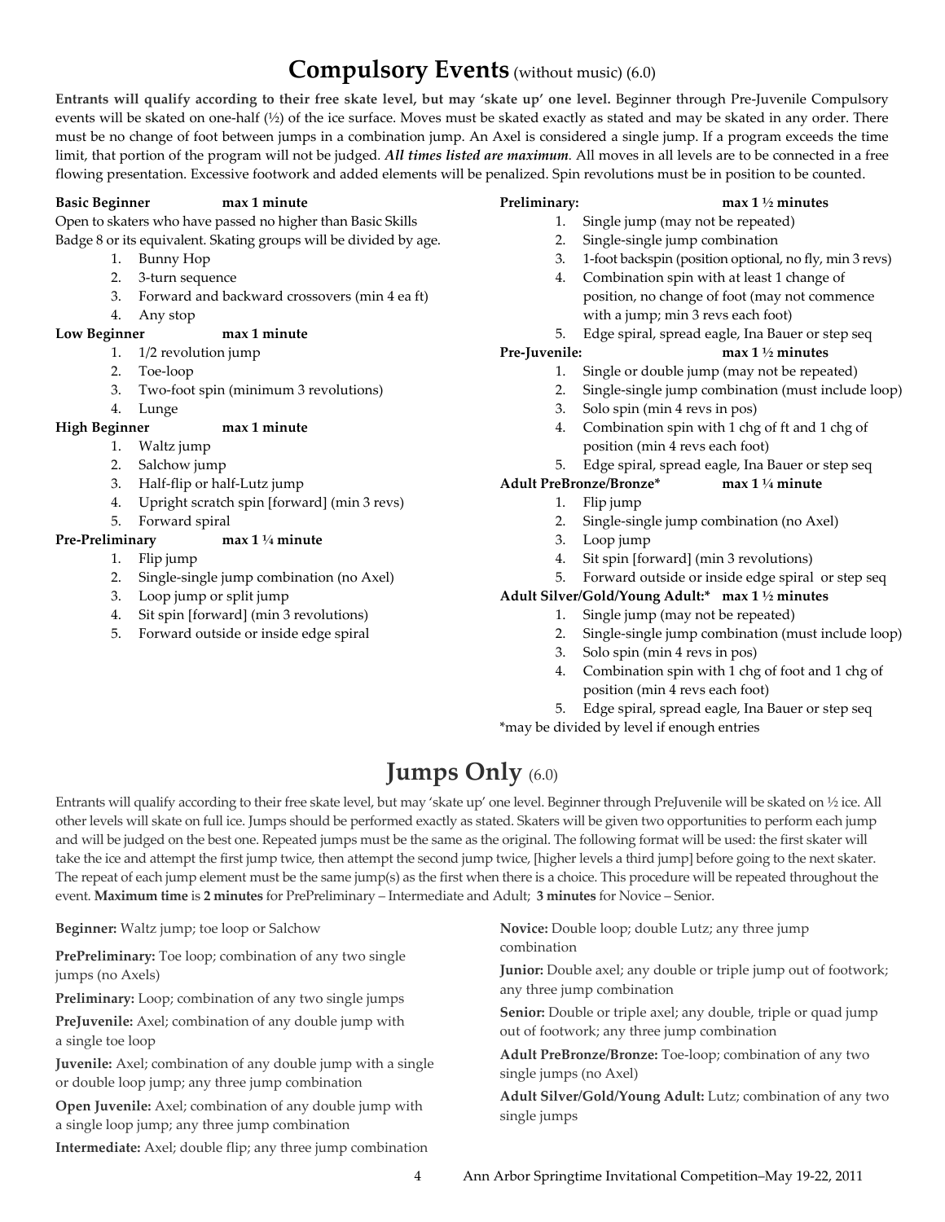# Compulsory Events (without music) (6.0)

**Entrants will qualify according to their free skate level, but may 'skate up' one level.** Beginner through Pre-Juvenile Compulsory events will be skated on one-half (½) of the ice surface. Moves must be skated exactly as stated and may be skated in any order. There must be no change of foot between jumps in a combination jump. An Axel is considered a single jump. If a program exceeds the time limit, that portion of the program will not be judged. ***All times listed are maximum***. All moves in all levels are to be connected in a free flowing presentation. Excessive footwork and added elements will be penalized. Spin revolutions must be in position to be counted.

**Basic Beginner** **max 1 minute**

Open to skaters who have passed no higher than Basic Skills Badge 8 or its equivalent. Skating groups will be divided by age.

1. Bunny Hop
2. 3-turn sequence
3. Forward and backward crossovers (min 4 ea ft)
4. Any stop

**Low Beginner** **max 1 minute**

1. 1/2 revolution jump
2. Toe-loop
3. Two-foot spin (minimum 3 revolutions)
4. Lunge

**High Beginner** **max 1 minute**

1. Waltz jump
2. Salchow jump
3. Half-flip or half-Lutz jump
4. Upright scratch spin [forward] (min 3 revs)
5. Forward spiral

**Pre-Preliminary** **max 1 ¼ minute**

1. Flip jump
2. Single-single jump combination (no Axel)
3. Loop jump or split jump
4. Sit spin [forward] (min 3 revolutions)
5. Forward outside or inside edge spiral

**Preliminary:** **max 1 ½ minutes**

1. Single jump (may not be repeated)
2. Single-single jump combination
3. 1-foot backspin (position optional, no fly, min 3 revs)
4. Combination spin with at least 1 change of position, no change of foot (may not commence with a jump; min 3 revs each foot)
5. Edge spiral, spread eagle, Ina Bauer or step seq

**Pre-Juvenile:** **max 1 ½ minutes**

1. Single or double jump (may not be repeated)
2. Single-single jump combination (must include loop)
3. Solo spin (min 4 revs in pos)
4. Combination spin with 1 chg of ft and 1 chg of position (min 4 revs each foot)
5. Edge spiral, spread eagle, Ina Bauer or step seq

**Adult PreBronze/Bronze*** **max 1 ¼ minute**

1. Flip jump
2. Single-single jump combination (no Axel)
3. Loop jump
4. Sit spin [forward] (min 3 revolutions)
5. Forward outside or inside edge spiral or step seq

**Adult Silver/Gold/Young Adult:*** **max 1 ½ minutes**

1. Single jump (may not be repeated)
2. Single-single jump combination (must include loop)
3. Solo spin (min 4 revs in pos)
4. Combination spin with 1 chg of foot and 1 chg of position (min 4 revs each foot)
5. Edge spiral, spread eagle, Ina Bauer or step seq

*may be divided by level if enough entries

# Jumps Only (6.0)

Entrants will qualify according to their free skate level, but may 'skate up' one level. Beginner through PreJuvenile will be skated on ½ ice. All other levels will skate on full ice. Jumps should be performed exactly as stated. Skaters will be given two opportunities to perform each jump and will be judged on the best one. Repeated jumps must be the same as the original. The following format will be used: the first skater will take the ice and attempt the first jump twice, then attempt the second jump twice, [higher levels a third jump] before going to the next skater. The repeat of each jump element must be the same jump(s) as the first when there is a choice. This procedure will be repeated throughout the event. **Maximum time** is **2 minutes** for PrePreliminary – Intermediate and Adult; **3 minutes** for Novice – Senior.

**Beginner:** Waltz jump; toe loop or Salchow

**PrePreliminary:** Toe loop; combination of any two single jumps (no Axels)

**Preliminary:** Loop; combination of any two single jumps

**PreJuvenile:** Axel; combination of any double jump with a single toe loop

**Juvenile:** Axel; combination of any double jump with a single or double loop jump; any three jump combination

**Open Juvenile:** Axel; combination of any double jump with a single loop jump; any three jump combination

**Intermediate:** Axel; double flip; any three jump combination

**Novice:** Double loop; double Lutz; any three jump combination

**Junior:** Double axel; any double or triple jump out of footwork; any three jump combination

**Senior:** Double or triple axel; any double, triple or quad jump out of footwork; any three jump combination

**Adult PreBronze/Bronze:** Toe-loop; combination of any two single jumps (no Axel)

**Adult Silver/Gold/Young Adult:** Lutz; combination of any two single jumps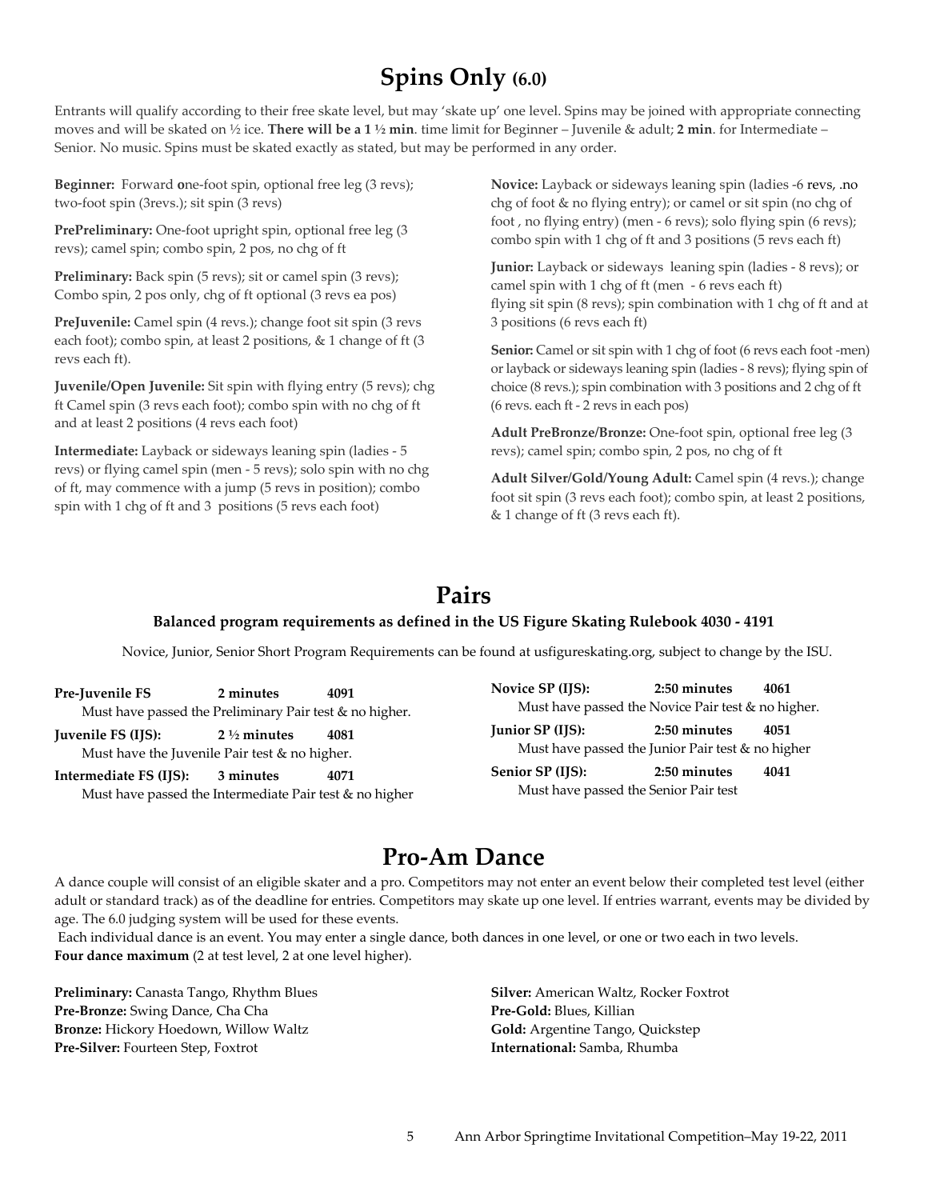# Spins Only (6.0)

Entrants will qualify according to their free skate level, but may 'skate up' one level. Spins may be joined with appropriate connecting moves and will be skated on ½ ice. **There will be a 1 ½ min**. time limit for Beginner – Juvenile & adult; **2 min**. for Intermediate – Senior. No music. Spins must be skated exactly as stated, but may be performed in any order.

**Beginner:** Forward **o**ne-foot spin, optional free leg (3 revs); two-foot spin (3revs.); sit spin (3 revs)

**PrePreliminary:** One-foot upright spin, optional free leg (3 revs); camel spin; combo spin, 2 pos, no chg of ft

**Preliminary:** Back spin (5 revs); sit or camel spin (3 revs); Combo spin, 2 pos only, chg of ft optional (3 revs ea pos)

**PreJuvenile:** Camel spin (4 revs.); change foot sit spin (3 revs each foot); combo spin, at least 2 positions, & 1 change of ft (3 revs each ft).

**Juvenile/Open Juvenile:** Sit spin with flying entry (5 revs); chg ft Camel spin (3 revs each foot); combo spin with no chg of ft and at least 2 positions (4 revs each foot)

**Intermediate:** Layback or sideways leaning spin (ladies - 5 revs) or flying camel spin (men - 5 revs); solo spin with no chg of ft, may commence with a jump (5 revs in position); combo spin with 1 chg of ft and 3 positions (5 revs each foot)

**Novice:** Layback or sideways leaning spin (ladies -6 revs, .no chg of foot & no flying entry); or camel or sit spin (no chg of foot , no flying entry) (men - 6 revs); solo flying spin (6 revs); combo spin with 1 chg of ft and 3 positions (5 revs each ft)

**Junior:** Layback or sideways leaning spin (ladies - 8 revs); or camel spin with 1 chg of ft (men - 6 revs each ft)
flying sit spin (8 revs); spin combination with 1 chg of ft and at 3 positions (6 revs each ft)

**Senior:** Camel or sit spin with 1 chg of foot (6 revs each foot -men) or layback or sideways leaning spin (ladies - 8 revs); flying spin of choice (8 revs.); spin combination with 3 positions and 2 chg of ft (6 revs. each ft - 2 revs in each pos)

**Adult PreBronze/Bronze:** One-foot spin, optional free leg (3 revs); camel spin; combo spin, 2 pos, no chg of ft

**Adult Silver/Gold/Young Adult:** Camel spin (4 revs.); change foot sit spin (3 revs each foot); combo spin, at least 2 positions, & 1 change of ft (3 revs each ft).

# Pairs

**Balanced program requirements as defined in the US Figure Skating Rulebook 4030 - 4191**

Novice, Junior, Senior Short Program Requirements can be found at usfigureskating.org, subject to change by the ISU.

**Pre-Juvenile FS** **2 minutes** **4091**
Must have passed the Preliminary Pair test & no higher.

**Juvenile FS (IJS):** **2 ½ minutes** **4081**
Must have the Juvenile Pair test & no higher.

**Intermediate FS (IJS):** **3 minutes** **4071**
Must have passed the Intermediate Pair test & no higher

**Novice SP (IJS):** **2:50 minutes** **4061**
Must have passed the Novice Pair test & no higher.

**Junior SP (IJS):** **2:50 minutes** **4051**
Must have passed the Junior Pair test & no higher

**Senior SP (IJS):** **2:50 minutes** **4041**
Must have passed the Senior Pair test

# Pro-Am Dance

A dance couple will consist of an eligible skater and a pro. Competitors may not enter an event below their completed test level (either adult or standard track) as of the deadline for entries. Competitors may skate up one level. If entries warrant, events may be divided by age. The 6.0 judging system will be used for these events.

Each individual dance is an event. You may enter a single dance, both dances in one level, or one or two each in two levels. **Four dance maximum** (2 at test level, 2 at one level higher).

**Preliminary:** Canasta Tango, Rhythm Blues
**Pre-Bronze:** Swing Dance, Cha Cha
**Bronze:** Hickory Hoedown, Willow Waltz
**Pre-Silver:** Fourteen Step, Foxtrot
**Silver:** American Waltz, Rocker Foxtrot
**Pre-Gold:** Blues, Killian
**Gold:** Argentine Tango, Quickstep
**International:** Samba, Rhumba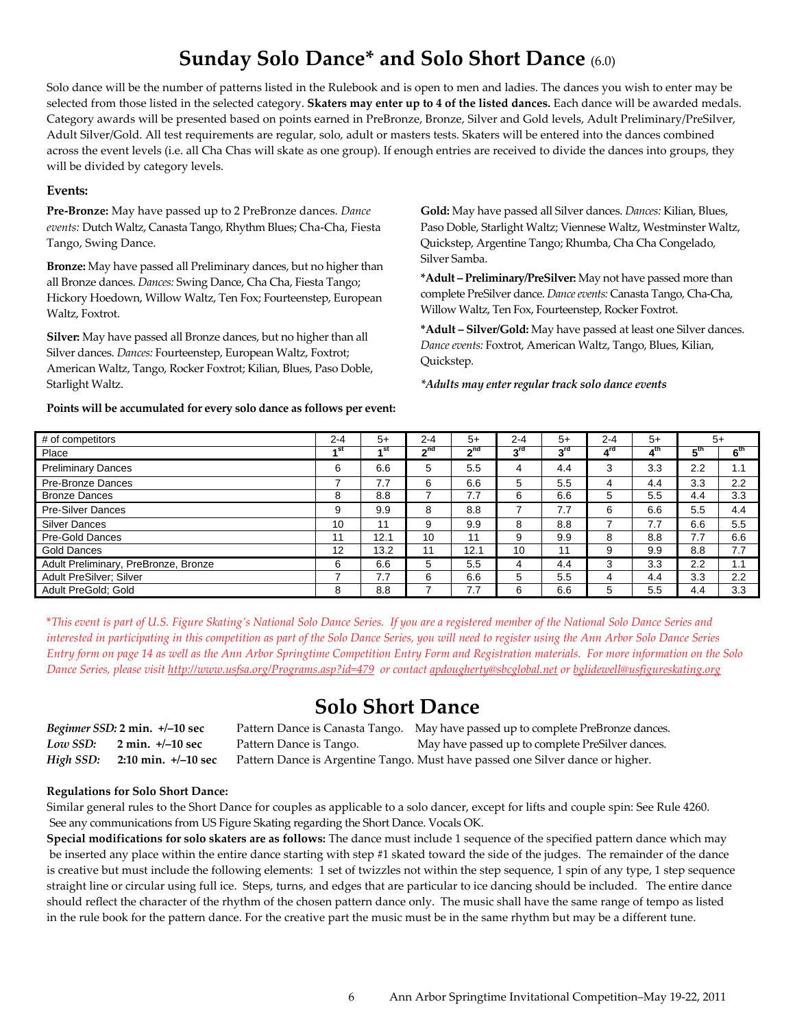# Sunday Solo Dance* and Solo Short Dance (6.0)

Solo dance will be the number of patterns listed in the Rulebook and is open to men and ladies. The dances you wish to enter may be selected from those listed in the selected category. **Skaters may enter up to 4 of the listed dances.** Each dance will be awarded medals. Category awards will be presented based on points earned in PreBronze, Bronze, Silver and Gold levels, Adult Preliminary/PreSilver, Adult Silver/Gold. All test requirements are regular, solo, adult or masters tests. Skaters will be entered into the dances combined across the event levels (i.e. all Cha Chas will skate as one group). If enough entries are received to divide the dances into groups, they will be divided by category levels.

### Events:

**Pre-Bronze:** May have passed up to 2 PreBronze dances. *Dance events:* Dutch Waltz, Canasta Tango, Rhythm Blues; Cha-Cha, Fiesta Tango, Swing Dance.

**Bronze:** May have passed all Preliminary dances, but no higher than all Bronze dances. *Dances:* Swing Dance, Cha Cha, Fiesta Tango; Hickory Hoedown, Willow Waltz, Ten Fox; Fourteenstep, European Waltz, Foxtrot.

**Silver:** May have passed all Bronze dances, but no higher than all Silver dances. *Dances:* Fourteenstep, European Waltz, Foxtrot; American Waltz, Tango, Rocker Foxtrot; Kilian, Blues, Paso Doble, Starlight Waltz.

**Gold:** May have passed all Silver dances. *Dances:* Kilian, Blues, Paso Doble, Starlight Waltz; Viennese Waltz, Westminster Waltz, Quickstep, Argentine Tango; Rhumba, Cha Cha Congelado, Silver Samba.

***Adult – Preliminary/PreSilver:** May not have passed more than complete PreSilver dance. *Dance events:* Canasta Tango, Cha-Cha, Willow Waltz, Ten Fox, Fourteenstep, Rocker Foxtrot.

***Adult – Silver/Gold:** May have passed at least one Silver dances. *Dance events:* Foxtrot, American Waltz, Tango, Blues, Kilian, Quickstep.

**\*Adults may enter regular track solo dance events*

**Points will be accumulated for every solo dance as follows per event:**

| # of competitors | 2-4 | 5+ | 2-4 | 5+ | 2-4 | 5+ | 2-4 | 5+ | 5+ | |
|---|---|---|---|---|---|---|---|---|---|---|
| Place | 1st | 1st | 2nd | 2nd | 3rd | 3rd | 4rd | 4th | 5th | 6th |
| Preliminary Dances | 6 | 6.6 | 5 | 5.5 | 4 | 4.4 | 3 | 3.3 | 2.2 | 1.1 |
| Pre-Bronze Dances | 7 | 7.7 | 6 | 6.6 | 5 | 5.5 | 4 | 4.4 | 3.3 | 2.2 |
| Bronze Dances | 8 | 8.8 | 7 | 7.7 | 6 | 6.6 | 5 | 5.5 | 4.4 | 3.3 |
| Pre-Silver Dances | 9 | 9.9 | 8 | 8.8 | 7 | 7.7 | 6 | 6.6 | 5.5 | 4.4 |
| Silver Dances | 10 | 11 | 9 | 9.9 | 8 | 8.8 | 7 | 7.7 | 6.6 | 5.5 |
| Pre-Gold Dances | 11 | 12.1 | 10 | 11 | 9 | 9.9 | 8 | 8.8 | 7.7 | 6.6 |
| Gold Dances | 12 | 13.2 | 11 | 12.1 | 10 | 11 | 9 | 9.9 | 8.8 | 7.7 |
| Adult Preliminary, PreBronze, Bronze | 6 | 6.6 | 5 | 5.5 | 4 | 4.4 | 3 | 3.3 | 2.2 | 1.1 |
| Adult PreSilver; Silver | 7 | 7.7 | 6 | 6.6 | 5 | 5.5 | 4 | 4.4 | 3.3 | 2.2 |
| Adult PreGold; Gold | 8 | 8.8 | 7 | 7.7 | 6 | 6.6 | 5 | 5.5 | 4.4 | 3.3 |

**This event is part of U.S. Figure Skating's National Solo Dance Series. If you are a registered member of the National Solo Dance Series and interested in participating in this competition as part of the Solo Dance Series, you will need to register using the Ann Arbor Solo Dance Series Entry form on page 14 as well as the Ann Arbor Springtime Competition Entry Form and Registration materials. For more information on the Solo Dance Series, please visit http://www.usfsa.org/Programs.asp?id=479 or contact apdougherty@sbcglobal.net or bglidewell@usfigureskating.org*

# Solo Short Dance

| | | | |
|---|---|---|---|
| *Beginner SSD:* | **2 min. +/–10 sec** | Pattern Dance is Canasta Tango. | May have passed up to complete PreBronze dances. |
| *Low SSD:* | **2 min. +/–10 sec** | Pattern Dance is Tango. | May have passed up to complete PreSilver dances. |
| *High SSD:* | **2:10 min. +/–10 sec** | Pattern Dance is Argentine Tango. | Must have passed one Silver dance or higher. |

**Regulations for Solo Short Dance:**

Similar general rules to the Short Dance for couples as applicable to a solo dancer, except for lifts and couple spin: See Rule 4260. See any communications from US Figure Skating regarding the Short Dance. Vocals OK.

**Special modifications for solo skaters are as follows:** The dance must include 1 sequence of the specified pattern dance which may be inserted any place within the entire dance starting with step #1 skated toward the side of the judges. The remainder of the dance is creative but must include the following elements: 1 set of twizzles not within the step sequence, 1 spin of any type, 1 step sequence straight line or circular using full ice. Steps, turns, and edges that are particular to ice dancing should be included. The entire dance should reflect the character of the rhythm of the chosen pattern dance only. The music shall have the same range of tempo as listed in the rule book for the pattern dance. For the creative part the music must be in the same rhythm but may be a different tune.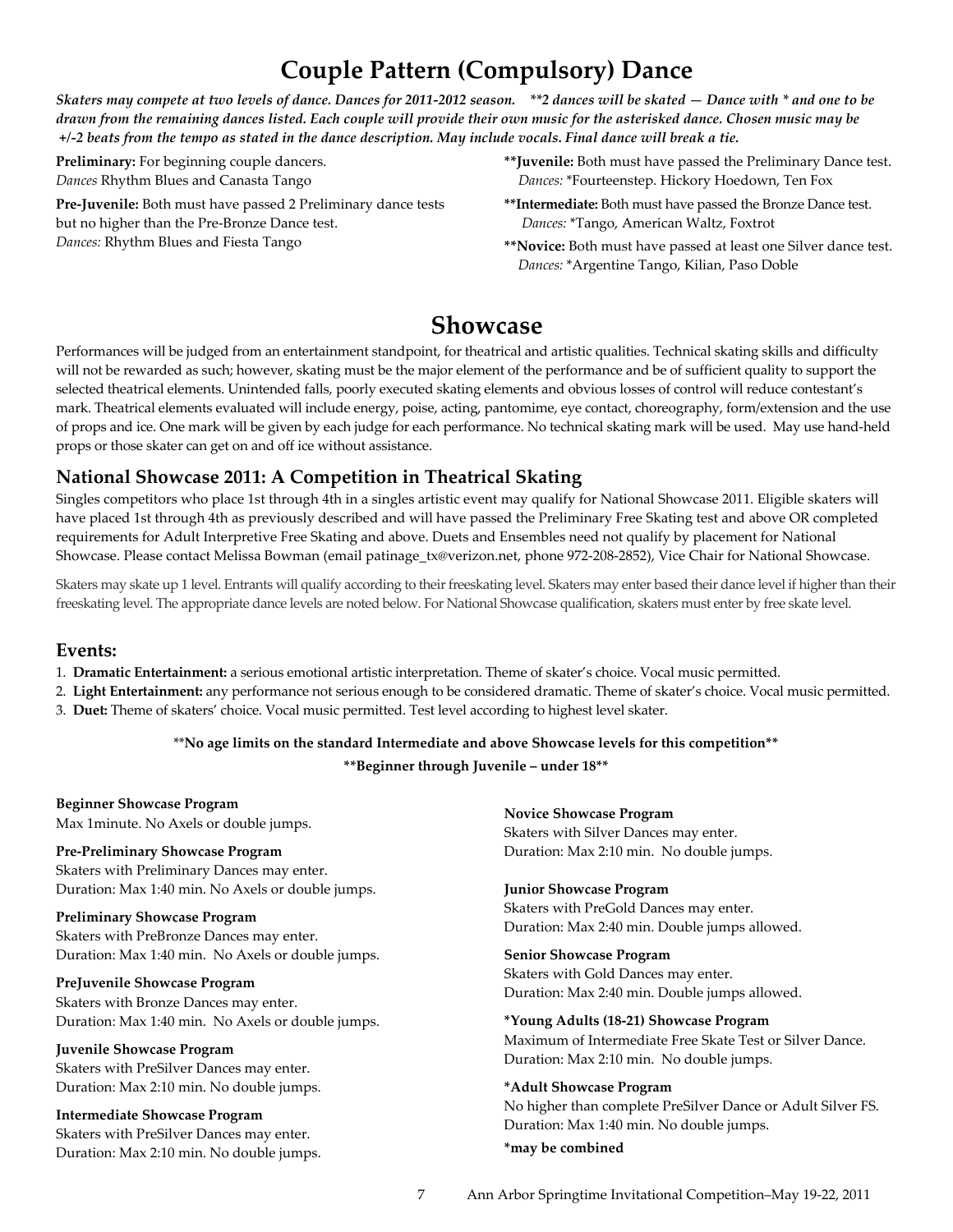// --- Transcription of PDF page 7 — Couple Pattern (Compulsory) Dance and Showcase events ---
# Couple Pattern (Compulsory) Dance

***Skaters may compete at two levels of dance. Dances for 2011-2012 season. **2 dances will be skated — Dance with * and one to be drawn from the remaining dances listed. Each couple will provide their own music for the asterisked dance. Chosen music may be +/-2 beats from the tempo as stated in the dance description. May include vocals. Final dance will break a tie.***

**Preliminary:** For beginning couple dancers.
*Dances* Rhythm Blues and Canasta Tango

**Pre-Juvenile:** Both must have passed 2 Preliminary dance tests but no higher than the Pre-Bronze Dance test.
*Dances:* Rhythm Blues and Fiesta Tango

****Juvenile:** Both must have passed the Preliminary Dance test.
*Dances:* *Fourteenstep. Hickory Hoedown, Ten Fox

****Intermediate:** Both must have passed the Bronze Dance test.
*Dances:* *Tango, American Waltz, Foxtrot

****Novice:** Both must have passed at least one Silver dance test.
*Dances:* *Argentine Tango, Kilian, Paso Doble

# Showcase

Performances will be judged from an entertainment standpoint, for theatrical and artistic qualities. Technical skating skills and difficulty will not be rewarded as such; however, skating must be the major element of the performance and be of sufficient quality to support the selected theatrical elements. Unintended falls, poorly executed skating elements and obvious losses of control will reduce contestant's mark. Theatrical elements evaluated will include energy, poise, acting, pantomime, eye contact, choreography, form/extension and the use of props and ice. One mark will be given by each judge for each performance. No technical skating mark will be used. May use hand-held props or those skater can get on and off ice without assistance.

## National Showcase 2011: A Competition in Theatrical Skating

Singles competitors who place 1st through 4th in a singles artistic event may qualify for National Showcase 2011. Eligible skaters will have placed 1st through 4th as previously described and will have passed the Preliminary Free Skating test and above OR completed requirements for Adult Interpretive Free Skating and above. Duets and Ensembles need not qualify by placement for National Showcase. Please contact Melissa Bowman (email patinage_tx@verizon.net, phone 972-208-2852), Vice Chair for National Showcase.

Skaters may skate up 1 level. Entrants will qualify according to their freeskating level. Skaters may enter based their dance level if higher than their freeskating level. The appropriate dance levels are noted below. For National Showcase qualification, skaters must enter by free skate level.

## Events:

1. **Dramatic Entertainment:** a serious emotional artistic interpretation. Theme of skater's choice. Vocal music permitted.
2. **Light Entertainment:** any performance not serious enough to be considered dramatic. Theme of skater's choice. Vocal music permitted.
3. **Duet:** Theme of skaters' choice. Vocal music permitted. Test level according to highest level skater.

****No age limits on the standard Intermediate and above Showcase levels for this competition****

****Beginner through Juvenile – under 18****

**Beginner Showcase Program**
Max 1minute. No Axels or double jumps.

**Pre-Preliminary Showcase Program**
Skaters with Preliminary Dances may enter.
Duration: Max 1:40 min. No Axels or double jumps.

**Preliminary Showcase Program**
Skaters with PreBronze Dances may enter.
Duration: Max 1:40 min. No Axels or double jumps.

**PreJuvenile Showcase Program**
Skaters with Bronze Dances may enter.
Duration: Max 1:40 min. No Axels or double jumps.

**Juvenile Showcase Program**
Skaters with PreSilver Dances may enter.
Duration: Max 2:10 min. No double jumps.

**Intermediate Showcase Program**
Skaters with PreSilver Dances may enter.
Duration: Max 2:10 min. No double jumps.

**Novice Showcase Program**
Skaters with Silver Dances may enter.
Duration: Max 2:10 min. No double jumps.

**Junior Showcase Program**
Skaters with PreGold Dances may enter.
Duration: Max 2:40 min. Double jumps allowed.

**Senior Showcase Program**
Skaters with Gold Dances may enter.
Duration: Max 2:40 min. Double jumps allowed.

***Young Adults (18-21) Showcase Program**
Maximum of Intermediate Free Skate Test or Silver Dance.
Duration: Max 2:10 min. No double jumps.

***Adult Showcase Program**
No higher than complete PreSilver Dance or Adult Silver FS.
Duration: Max 1:40 min. No double jumps.

***may be combined**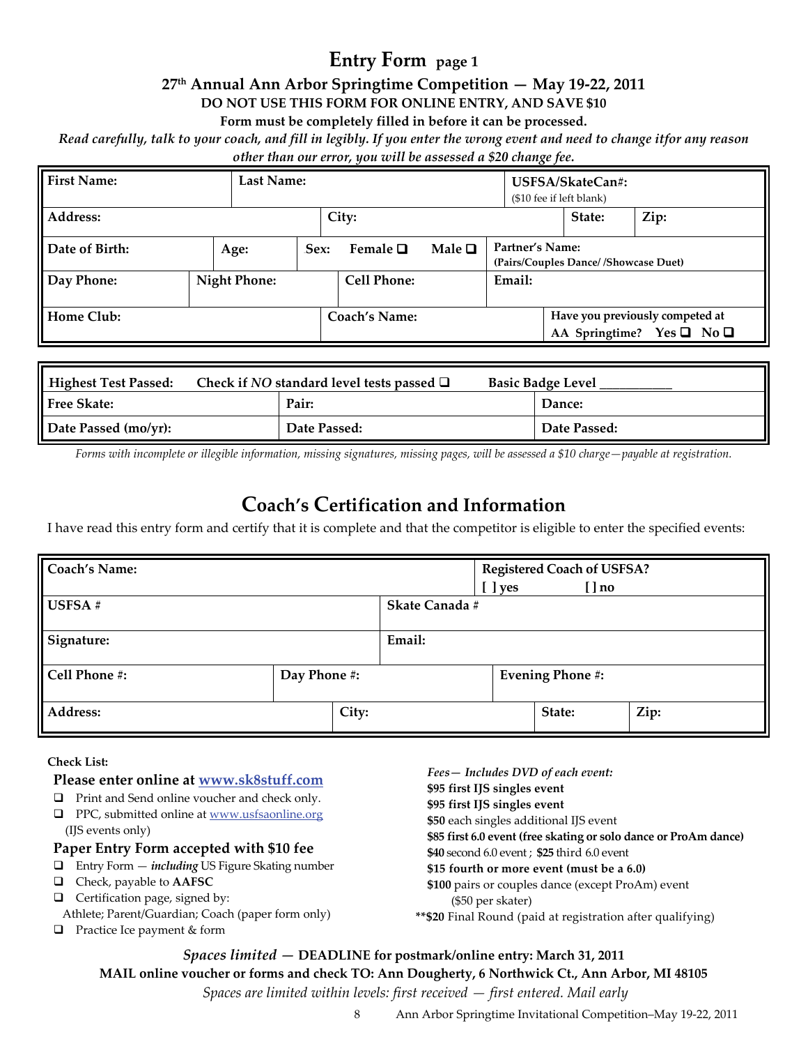# Entry Form page 1

## 27th Annual Ann Arbor Springtime Competition — May 19-22, 2011

**DO NOT USE THIS FORM FOR ONLINE ENTRY, AND SAVE $10**

**Form must be completely filled in before it can be processed.**

*Read carefully, talk to your coach, and fill in legibly. If you enter the wrong event and need to change itfor any reason other than our error, you will be assessed a $20 change fee.*

| | | | |
|---|---|---|---|
| **First Name:** | **Last Name:** | | **USFSA/SkateCan#:** ($10 fee if left blank) |
| **Address:** | **City:** | **State:** | **Zip:** |
| **Date of Birth:** | **Age:** | **Sex:** Female ❑ Male ❑ | **Partner's Name:** (Pairs/Couples Dance/ /Showcase Duet) |
| **Day Phone:** | **Night Phone:** | **Cell Phone:** | **Email:** |
| **Home Club:** | **Coach's Name:** | | Have you previously competed at AA Springtime? Yes ❑ No ❑ |

| | | |
|---|---|---|
| **Highest Test Passed:** | Check if *NO* standard level tests passed ❑ | **Basic Badge Level** __________ |
| **Free Skate:** | **Pair:** | **Dance:** |
| **Date Passed (mo/yr):** | **Date Passed:** | **Date Passed:** |

*Forms with incomplete or illegible information, missing signatures, missing pages, will be assessed a $10 charge—payable at registration.*

## Coach's Certification and Information

I have read this entry form and certify that it is complete and that the competitor is eligible to enter the specified events:

| | | | |
|---|---|---|---|
| **Coach's Name:** | | **Registered Coach of USFSA?** [ ] yes [ ] no | |
| **USFSA #** | **Skate Canada #** | | |
| **Signature:** | **Email:** | | |
| **Cell Phone #:** | **Day Phone #:** | **Evening Phone #:** | |
| **Address:** | **City:** | **State:** | **Zip:** |

**Check List:**

**Please enter online at [www.sk8stuff.com](http://www.sk8stuff.com)**

- ❑ Print and Send online voucher and check only.
- ❑ PPC, submitted online at www.usfsaonline.org (IJS events only)

**Paper Entry Form accepted with $10 fee**

- ❑ Entry Form — ***including*** US Figure Skating number
- ❑ Check, payable to **AAFSC**
- ❑ Certification page, signed by: Athlete; Parent/Guardian; Coach (paper form only)
- ❑ Practice Ice payment & form

*Fees— Includes DVD of each event:*

**$95 first IJS singles event**
**$95 first IJS singles event**
**$50** each singles additional IJS event
**$85 first 6.0 event (free skating or solo dance or ProAm dance)**
**$40** second 6.0 event ; **$25** third 6.0 event
**$15 fourth or more event (must be a 6.0)**
**$100** pairs or couples dance (except ProAm) event ($50 per skater)
**\*\*$20** Final Round (paid at registration after qualifying)

*Spaces limited* — **DEADLINE for postmark/online entry: March 31, 2011**

**MAIL online voucher or forms and check TO: Ann Dougherty, 6 Northwick Ct., Ann Arbor, MI 48105**

*Spaces are limited within levels: first received — first entered. Mail early*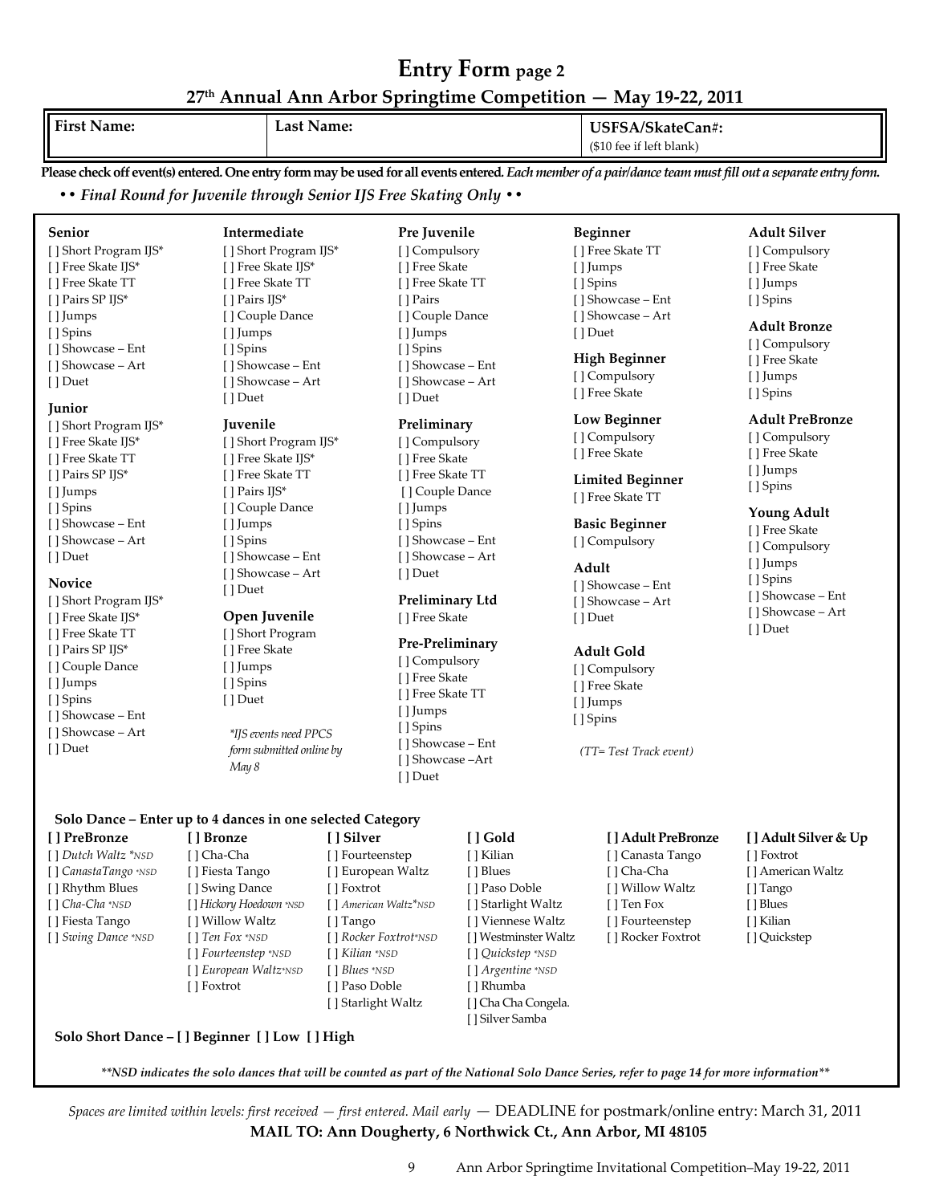# Entry Form page 2

## 27th Annual Ann Arbor Springtime Competition — May 19-22, 2011

| First Name: | Last Name: | USFSA/SkateCan#: ($10 fee if left blank) |
|---|---|---|
| | | |

**Please check off event(s) entered. One entry form may be used for all events entered.** ***Each member of a pair/dance team must fill out a separate entry form.***

***• • Final Round for Juvenile through Senior IJS Free Skating Only • •***

**Senior**
[ ] Short Program IJS*
[ ] Free Skate IJS*
[ ] Free Skate TT
[ ] Pairs SP IJS*
[ ] Jumps
[ ] Spins
[ ] Showcase – Ent
[ ] Showcase – Art
[ ] Duet

**Junior**
[ ] Short Program IJS*
[ ] Free Skate IJS*
[ ] Free Skate TT
[ ] Pairs SP IJS*
[ ] Jumps
[ ] Spins
[ ] Showcase – Ent
[ ] Showcase – Art
[ ] Duet

**Novice**
[ ] Short Program IJS*
[ ] Free Skate IJS*
[ ] Free Skate TT
[ ] Pairs SP IJS*
[ ] Couple Dance
[ ] Jumps
[ ] Spins
[ ] Showcase – Ent
[ ] Showcase – Art
[ ] Duet

**Intermediate**
[ ] Short Program IJS*
[ ] Free Skate IJS*
[ ] Free Skate TT
[ ] Pairs IJS*
[ ] Couple Dance
[ ] Jumps
[ ] Spins
[ ] Showcase – Ent
[ ] Showcase – Art
[ ] Duet

**Juvenile**
[ ] Short Program IJS*
[ ] Free Skate IJS*
[ ] Free Skate TT
[ ] Pairs IJS*
[ ] Couple Dance
[ ] Jumps
[ ] Spins
[ ] Showcase – Ent
[ ] Showcase – Art
[ ] Duet

**Open Juvenile**
[ ] Short Program
[ ] Free Skate
[ ] Jumps
[ ] Spins
[ ] Duet

*\*IJS events need PPCS form submitted online by May 8*

**Pre Juvenile**
[ ] Compulsory
[ ] Free Skate
[ ] Free Skate TT
[ ] Pairs
[ ] Couple Dance
[ ] Jumps
[ ] Spins
[ ] Showcase – Ent
[ ] Showcase – Art
[ ] Duet

**Preliminary**
[ ] Compulsory
[ ] Free Skate
[ ] Free Skate TT
[ ] Couple Dance
[ ] Jumps
[ ] Spins
[ ] Showcase – Ent
[ ] Showcase – Art
[ ] Duet

**Preliminary Ltd**
[ ] Free Skate

**Pre-Preliminary**
[ ] Compulsory
[ ] Free Skate
[ ] Free Skate TT
[ ] Jumps
[ ] Spins
[ ] Showcase – Ent
[ ] Showcase –Art
[ ] Duet

**Beginner**
[ ] Free Skate TT
[ ] Jumps
[ ] Spins
[ ] Showcase – Ent
[ ] Showcase – Art
[ ] Duet

**High Beginner**
[ ] Compulsory
[ ] Free Skate

**Low Beginner**
[ ] Compulsory
[ ] Free Skate

**Limited Beginner**
[ ] Free Skate TT

**Basic Beginner**
[ ] Compulsory

**Adult**
[ ] Showcase – Ent
[ ] Showcase – Art
[ ] Duet

**Adult Gold**
[ ] Compulsory
[ ] Free Skate
[ ] Jumps
[ ] Spins

*(TT= Test Track event)*

**Adult Silver**
[ ] Compulsory
[ ] Free Skate
[ ] Jumps
[ ] Spins

**Adult Bronze**
[ ] Compulsory
[ ] Free Skate
[ ] Jumps
[ ] Spins

**Adult PreBronze**
[ ] Compulsory
[ ] Free Skate
[ ] Jumps
[ ] Spins

**Young Adult**
[ ] Free Skate
[ ] Compulsory
[ ] Jumps
[ ] Spins
[ ] Showcase – Ent
[ ] Showcase – Art
[ ] Duet

**Solo Dance – Enter up to 4 dances in one selected Category**

**[ ] PreBronze**
[ ] *Dutch Waltz \*NSD*
[ ] *CanastaTango \*NSD*
[ ] Rhythm Blues
[ ] *Cha-Cha \*NSD*
[ ] Fiesta Tango
[ ] *Swing Dance \*NSD*

**[ ] Bronze**
[ ] Cha-Cha
[ ] Fiesta Tango
[ ] Swing Dance
[ ] *Hickory Hoedown \*NSD*
[ ] Willow Waltz
[ ] *Ten Fox \*NSD*
[ ] *Fourteenstep \*NSD*
[ ] *European Waltz\*NSD*
[ ] Foxtrot

**[ ] Silver**
[ ] Fourteenstep
[ ] European Waltz
[ ] Foxtrot
[ ] *American Waltz\*NSD*
[ ] Tango
[ ] *Rocker Foxtrot\*NSD*
[ ] *Kilian \*NSD*
[ ] *Blues \*NSD*
[ ] Paso Doble
[ ] Starlight Waltz

**[ ] Gold**
[ ] Kilian
[ ] Blues
[ ] Paso Doble
[ ] Starlight Waltz
[ ] Viennese Waltz
[ ] Westminster Waltz
[ ] *Quickstep \*NSD*
[ ] *Argentine \*NSD*
[ ] Rhumba
[ ] Cha Cha Congela.
[ ] Silver Samba

**[ ] Adult PreBronze**
[ ] Canasta Tango
[ ] Cha-Cha
[ ] Willow Waltz
[ ] Ten Fox
[ ] Fourteenstep
[ ] Rocker Foxtrot

**[ ] Adult Silver & Up**
[ ] Foxtrot
[ ] American Waltz
[ ] Tango
[ ] Blues
[ ] Kilian
[ ] Quickstep

**Solo Short Dance – [ ] Beginner [ ] Low [ ] High**

*\*\*NSD indicates the solo dances that will be counted as part of the National Solo Dance Series, refer to page 14 for more information\*\**

*Spaces are limited within levels: first received — first entered. Mail early* — DEADLINE for postmark/online entry: March 31, 2011

**MAIL TO: Ann Dougherty, 6 Northwick Ct., Ann Arbor, MI 48105**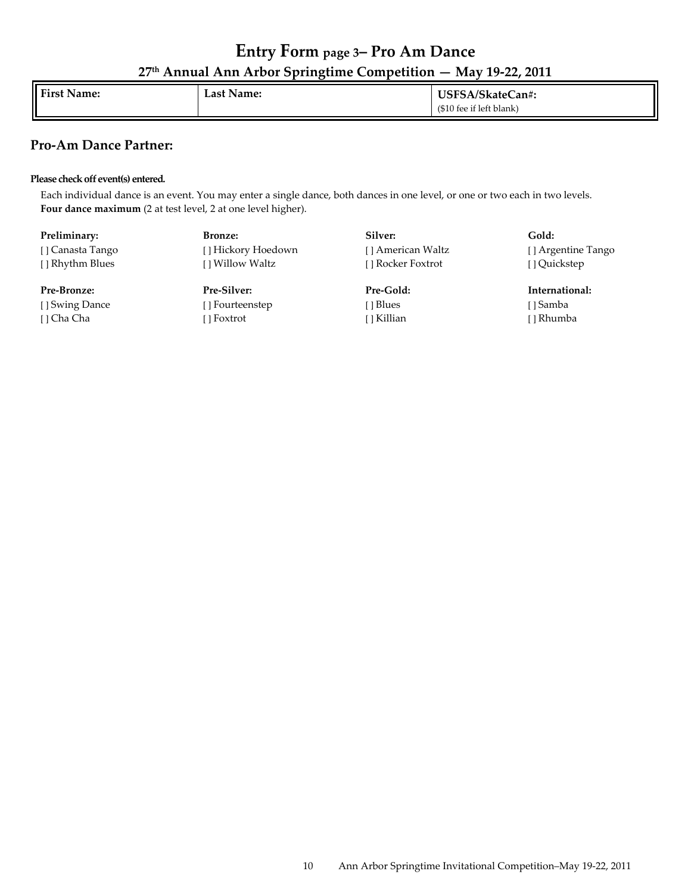# Entry Form page 3– Pro Am Dance

## 27th Annual Ann Arbor Springtime Competition — May 19-22, 2011

| First Name: | Last Name: | USFSA/SkateCan#: ($10 fee if left blank) |
|---|---|---|
| | | |

## Pro-Am Dance Partner:

**Please check off event(s) entered.**

Each individual dance is an event. You may enter a single dance, both dances in one level, or one or two each in two levels. **Four dance maximum** (2 at test level, 2 at one level higher).

**Preliminary:**
[ ] Canasta Tango
[ ] Rhythm Blues

**Bronze:**
[ ] Hickory Hoedown
[ ] Willow Waltz

**Silver:**
[ ] American Waltz
[ ] Rocker Foxtrot

**Gold:**
[ ] Argentine Tango
[ ] Quickstep

**Pre-Bronze:**
[ ] Swing Dance
[ ] Cha Cha

**Pre-Silver:**
[ ] Fourteenstep
[ ] Foxtrot

**Pre-Gold:**
[ ] Blues
[ ] Killian

**International:**
[ ] Samba
[ ] Rhumba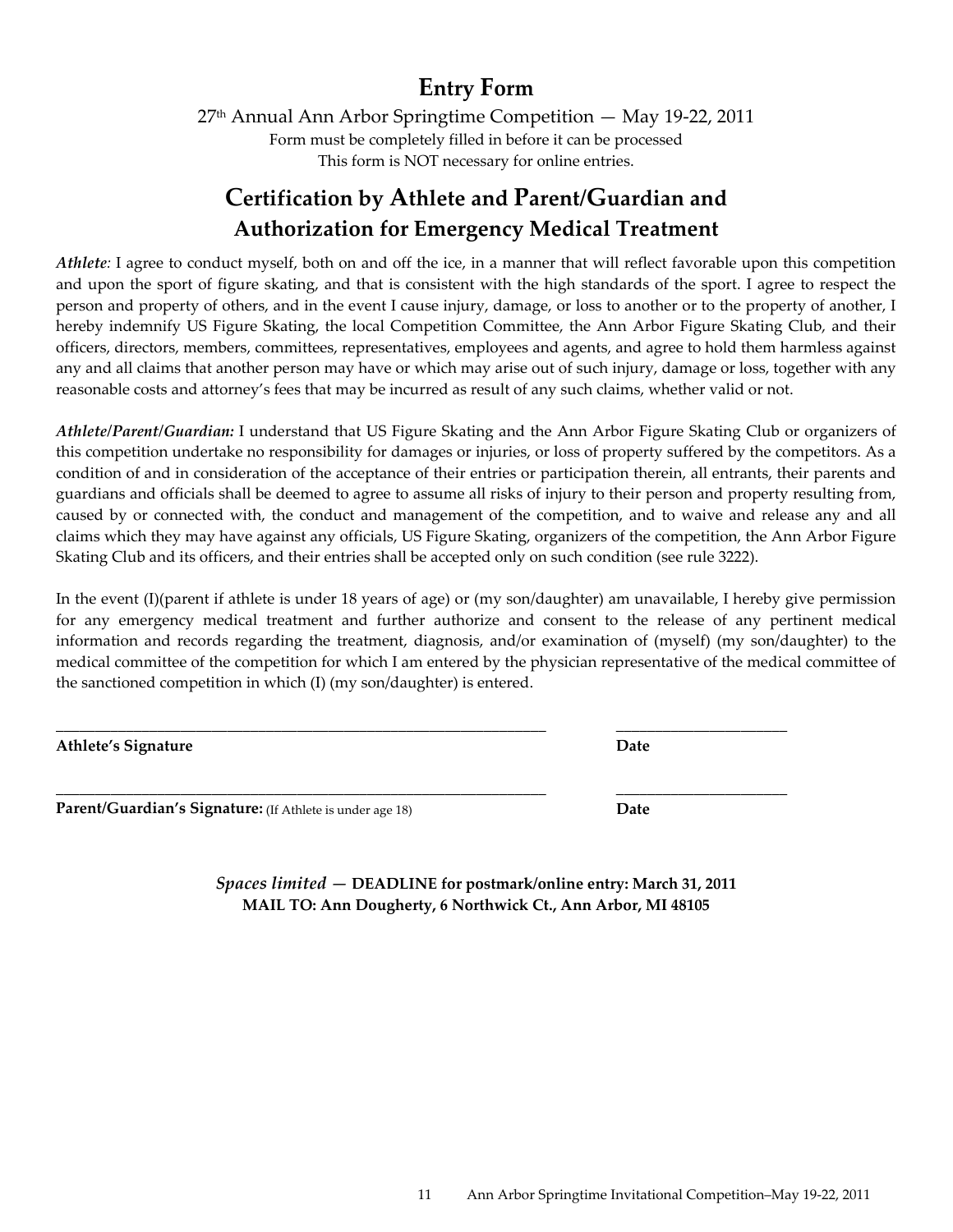# Entry Form

27th Annual Ann Arbor Springtime Competition — May 19-22, 2011

Form must be completely filled in before it can be processed

This form is NOT necessary for online entries.

## Certification by Athlete and Parent/Guardian and Authorization for Emergency Medical Treatment

***Athlete:*** I agree to conduct myself, both on and off the ice, in a manner that will reflect favorable upon this competition and upon the sport of figure skating, and that is consistent with the high standards of the sport. I agree to respect the person and property of others, and in the event I cause injury, damage, or loss to another or to the property of another, I hereby indemnify US Figure Skating, the local Competition Committee, the Ann Arbor Figure Skating Club, and their officers, directors, members, committees, representatives, employees and agents, and agree to hold them harmless against any and all claims that another person may have or which may arise out of such injury, damage or loss, together with any reasonable costs and attorney's fees that may be incurred as result of any such claims, whether valid or not.

***Athlete/Parent/Guardian:*** I understand that US Figure Skating and the Ann Arbor Figure Skating Club or organizers of this competition undertake no responsibility for damages or injuries, or loss of property suffered by the competitors. As a condition of and in consideration of the acceptance of their entries or participation therein, all entrants, their parents and guardians and officials shall be deemed to agree to assume all risks of injury to their person and property resulting from, caused by or connected with, the conduct and management of the competition, and to waive and release any and all claims which they may have against any officials, US Figure Skating, organizers of the competition, the Ann Arbor Figure Skating Club and its officers, and their entries shall be accepted only on such condition (see rule 3222).

In the event (I)(parent if athlete is under 18 years of age) or (my son/daughter) am unavailable, I hereby give permission for any emergency medical treatment and further authorize and consent to the release of any pertinent medical information and records regarding the treatment, diagnosis, and/or examination of (myself) (my son/daughter) to the medical committee of the competition for which I am entered by the physician representative of the medical committee of the sanctioned competition in which (I) (my son/daughter) is entered.

\_\_\_\_\_\_\_\_\_\_\_\_\_\_\_\_\_\_\_\_\_\_\_\_\_\_\_\_\_\_\_\_\_\_\_\_\_\_\_\_\_\_\_\_ \_\_\_\_\_\_\_\_\_\_\_\_\_\_\_\_\_\_\_\_

**Athlete's Signature** **Date**

\_\_\_\_\_\_\_\_\_\_\_\_\_\_\_\_\_\_\_\_\_\_\_\_\_\_\_\_\_\_\_\_\_\_\_\_\_\_\_\_\_\_\_\_ \_\_\_\_\_\_\_\_\_\_\_\_\_\_\_\_\_\_\_\_

**Parent/Guardian's Signature:** (If Athlete is under age 18) **Date**

***Spaces limited*** **— DEADLINE for postmark/online entry: March 31, 2011**

**MAIL TO: Ann Dougherty, 6 Northwick Ct., Ann Arbor, MI 48105**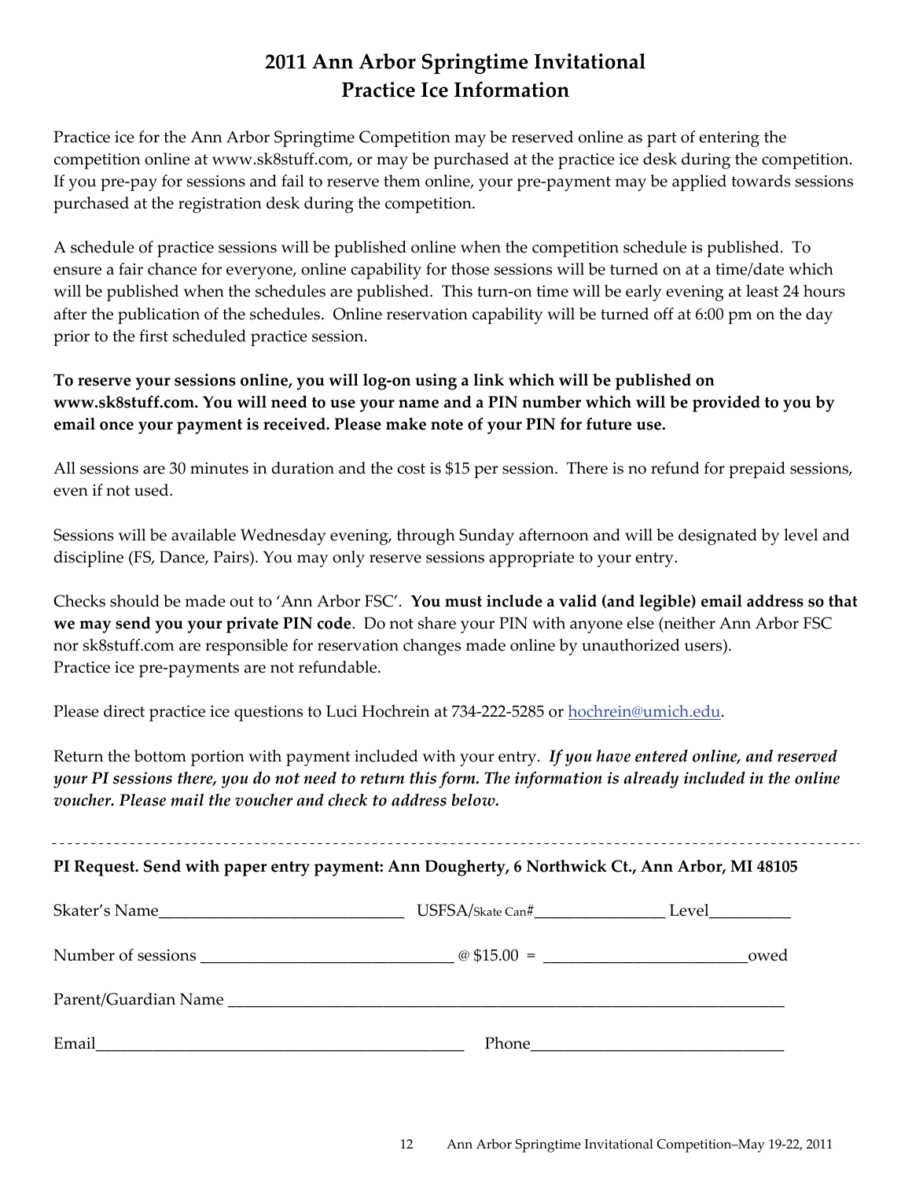# 2011 Ann Arbor Springtime Invitational
# Practice Ice Information

Practice ice for the Ann Arbor Springtime Competition may be reserved online as part of entering the competition online at www.sk8stuff.com, or may be purchased at the practice ice desk during the competition. If you pre-pay for sessions and fail to reserve them online, your pre-payment may be applied towards sessions purchased at the registration desk during the competition.

A schedule of practice sessions will be published online when the competition schedule is published. To ensure a fair chance for everyone, online capability for those sessions will be turned on at a time/date which will be published when the schedules are published. This turn-on time will be early evening at least 24 hours after the publication of the schedules. Online reservation capability will be turned off at 6:00 pm on the day prior to the first scheduled practice session.

**To reserve your sessions online, you will log-on using a link which will be published on www.sk8stuff.com. You will need to use your name and a PIN number which will be provided to you by email once your payment is received. Please make note of your PIN for future use.**

All sessions are 30 minutes in duration and the cost is $15 per session. There is no refund for prepaid sessions, even if not used.

Sessions will be available Wednesday evening, through Sunday afternoon and will be designated by level and discipline (FS, Dance, Pairs). You may only reserve sessions appropriate to your entry.

Checks should be made out to 'Ann Arbor FSC'. **You must include a valid (and legible) email address so that we may send you your private PIN code**. Do not share your PIN with anyone else (neither Ann Arbor FSC nor sk8stuff.com are responsible for reservation changes made online by unauthorized users). Practice ice pre-payments are not refundable.

Please direct practice ice questions to Luci Hochrein at 734-222-5285 or hochrein@umich.edu.

Return the bottom portion with payment included with your entry. ***If you have entered online, and reserved your PI sessions there, you do not need to return this form. The information is already included in the online voucher. Please mail the voucher and check to address below.***

---

**PI Request. Send with paper entry payment: Ann Dougherty, 6 Northwick Ct., Ann Arbor, MI 48105**

Skater's Name______________________________ USFSA/Skate Can#________________ Level__________

Number of sessions ______________________________ @ $15.00 = _________________________owed

Parent/Guardian Name ______________________________________________________________________

Email_____________________________________________ Phone______________________________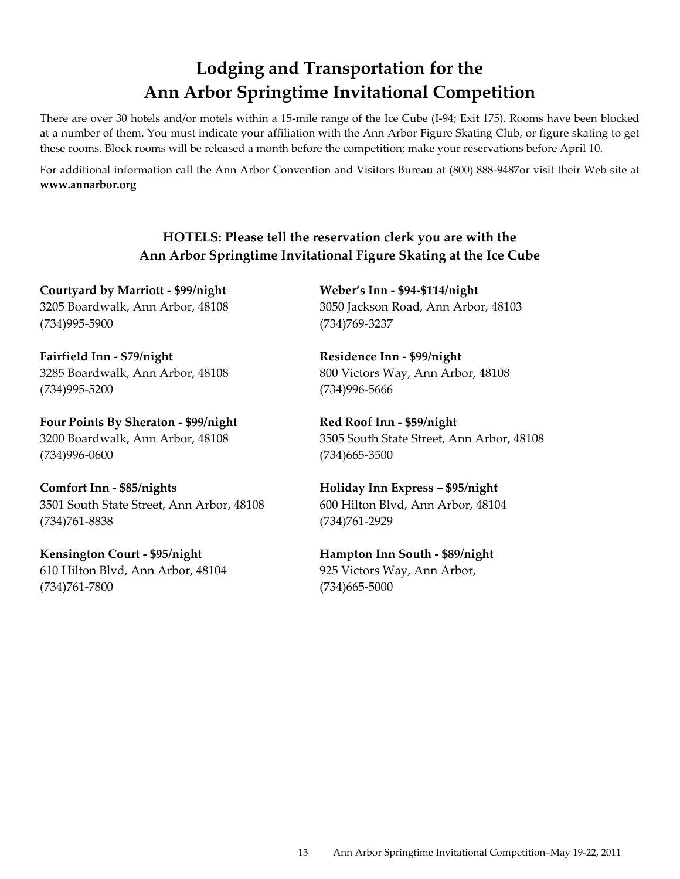# Lodging and Transportation for the Ann Arbor Springtime Invitational Competition

There are over 30 hotels and/or motels within a 15-mile range of the Ice Cube (I-94; Exit 175). Rooms have been blocked at a number of them. You must indicate your affiliation with the Ann Arbor Figure Skating Club, or figure skating to get these rooms. Block rooms will be released a month before the competition; make your reservations before April 10.

For additional information call the Ann Arbor Convention and Visitors Bureau at (800) 888-9487or visit their Web site at **www.annarbor.org**

## HOTELS: Please tell the reservation clerk you are with the Ann Arbor Springtime Invitational Figure Skating at the Ice Cube

**Courtyard by Marriott - $99/night**
3205 Boardwalk, Ann Arbor, 48108
(734)995-5900

**Fairfield Inn - $79/night**
3285 Boardwalk, Ann Arbor, 48108
(734)995-5200

**Four Points By Sheraton - $99/night**
3200 Boardwalk, Ann Arbor, 48108
(734)996-0600

**Comfort Inn - $85/nights**
3501 South State Street, Ann Arbor, 48108
(734)761-8838

**Kensington Court - $95/night**
610 Hilton Blvd, Ann Arbor, 48104
(734)761-7800

**Weber's Inn - $94-$114/night**
3050 Jackson Road, Ann Arbor, 48103
(734)769-3237

**Residence Inn - $99/night**
800 Victors Way, Ann Arbor, 48108
(734)996-5666

**Red Roof Inn - $59/night**
3505 South State Street, Ann Arbor, 48108
(734)665-3500

**Holiday Inn Express – $95/night**
600 Hilton Blvd, Ann Arbor, 48104
(734)761-2929

**Hampton Inn South - $89/night**
925 Victors Way, Ann Arbor,
(734)665-5000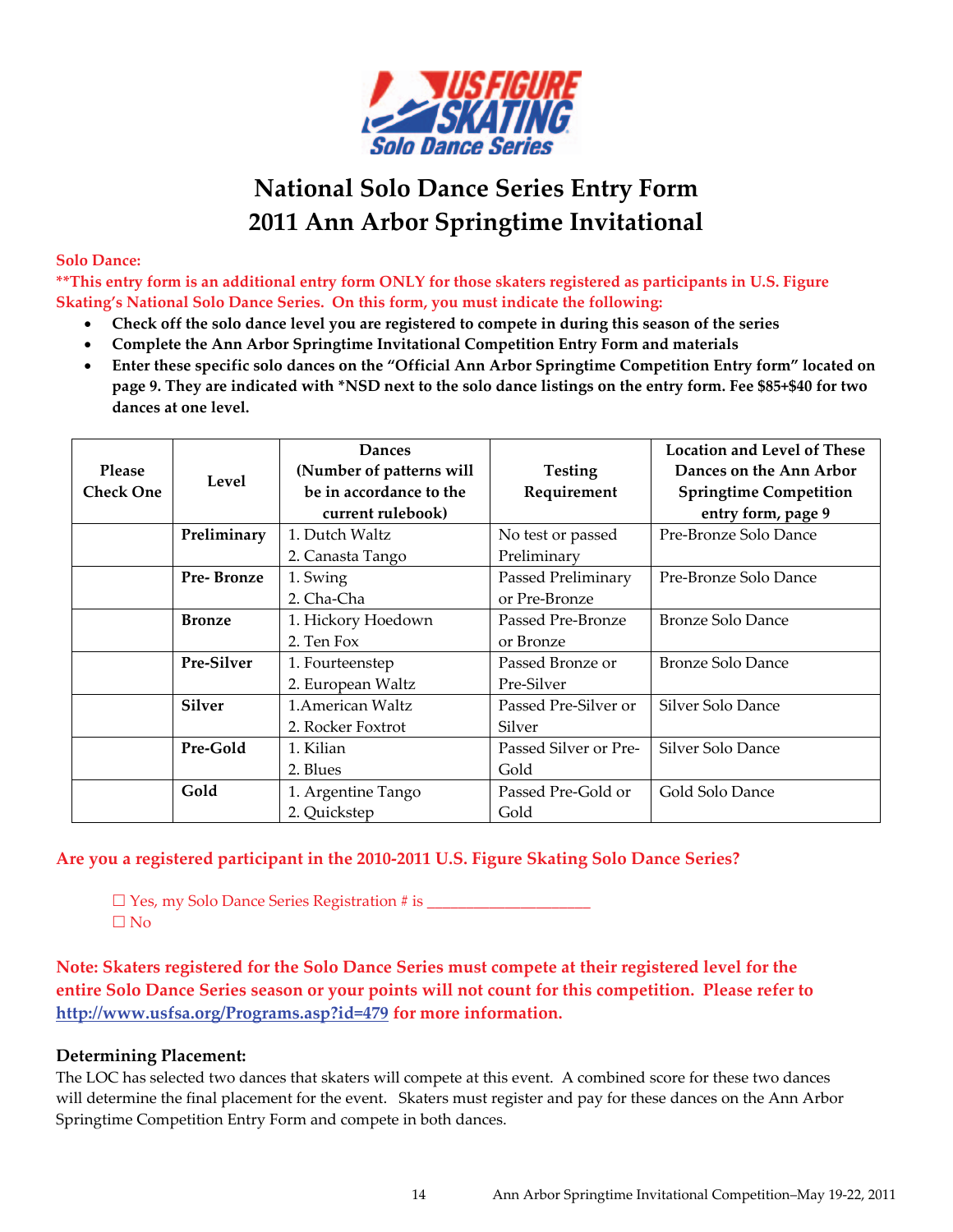# National Solo Dance Series Entry Form
# 2011 Ann Arbor Springtime Invitational

**Solo Dance:**

**\*\*This entry form is an additional entry form ONLY for those skaters registered as participants in U.S. Figure Skating's National Solo Dance Series. On this form, you must indicate the following:**

- **Check off the solo dance level you are registered to compete in during this season of the series**
- **Complete the Ann Arbor Springtime Invitational Competition Entry Form and materials**
- **Enter these specific solo dances on the "Official Ann Arbor Springtime Competition Entry form" located on page 9. They are indicated with \*NSD next to the solo dance listings on the entry form. Fee $85+$40 for two dances at one level.**

| Please Check One | Level | Dances (Number of patterns will be in accordance to the current rulebook) | Testing Requirement | Location and Level of These Dances on the Ann Arbor Springtime Competition entry form, page 9 |
|---|---|---|---|---|
| | **Preliminary** | 1. Dutch Waltz<br>2. Canasta Tango | No test or passed Preliminary | Pre-Bronze Solo Dance |
| | **Pre- Bronze** | 1. Swing<br>2. Cha-Cha | Passed Preliminary or Pre-Bronze | Pre-Bronze Solo Dance |
| | **Bronze** | 1. Hickory Hoedown<br>2. Ten Fox | Passed Pre-Bronze or Bronze | Bronze Solo Dance |
| | **Pre-Silver** | 1. Fourteenstep<br>2. European Waltz | Passed Bronze or Pre-Silver | Bronze Solo Dance |
| | **Silver** | 1.American Waltz<br>2. Rocker Foxtrot | Passed Pre-Silver or Silver | Silver Solo Dance |
| | **Pre-Gold** | 1. Kilian<br>2. Blues | Passed Silver or Pre-Gold | Silver Solo Dance |
| | **Gold** | 1. Argentine Tango<br>2. Quickstep | Passed Pre-Gold or Gold | Gold Solo Dance |

**Are you a registered participant in the 2010-2011 U.S. Figure Skating Solo Dance Series?**

☐ Yes, my Solo Dance Series Registration # is ____________________
☐ No

**Note: Skaters registered for the Solo Dance Series must compete at their registered level for the entire Solo Dance Series season or your points will not count for this competition. Please refer to http://www.usfsa.org/Programs.asp?id=479 for more information.**

### Determining Placement:

The LOC has selected two dances that skaters will compete at this event. A combined score for these two dances will determine the final placement for the event. Skaters must register and pay for these dances on the Ann Arbor Springtime Competition Entry Form and compete in both dances.